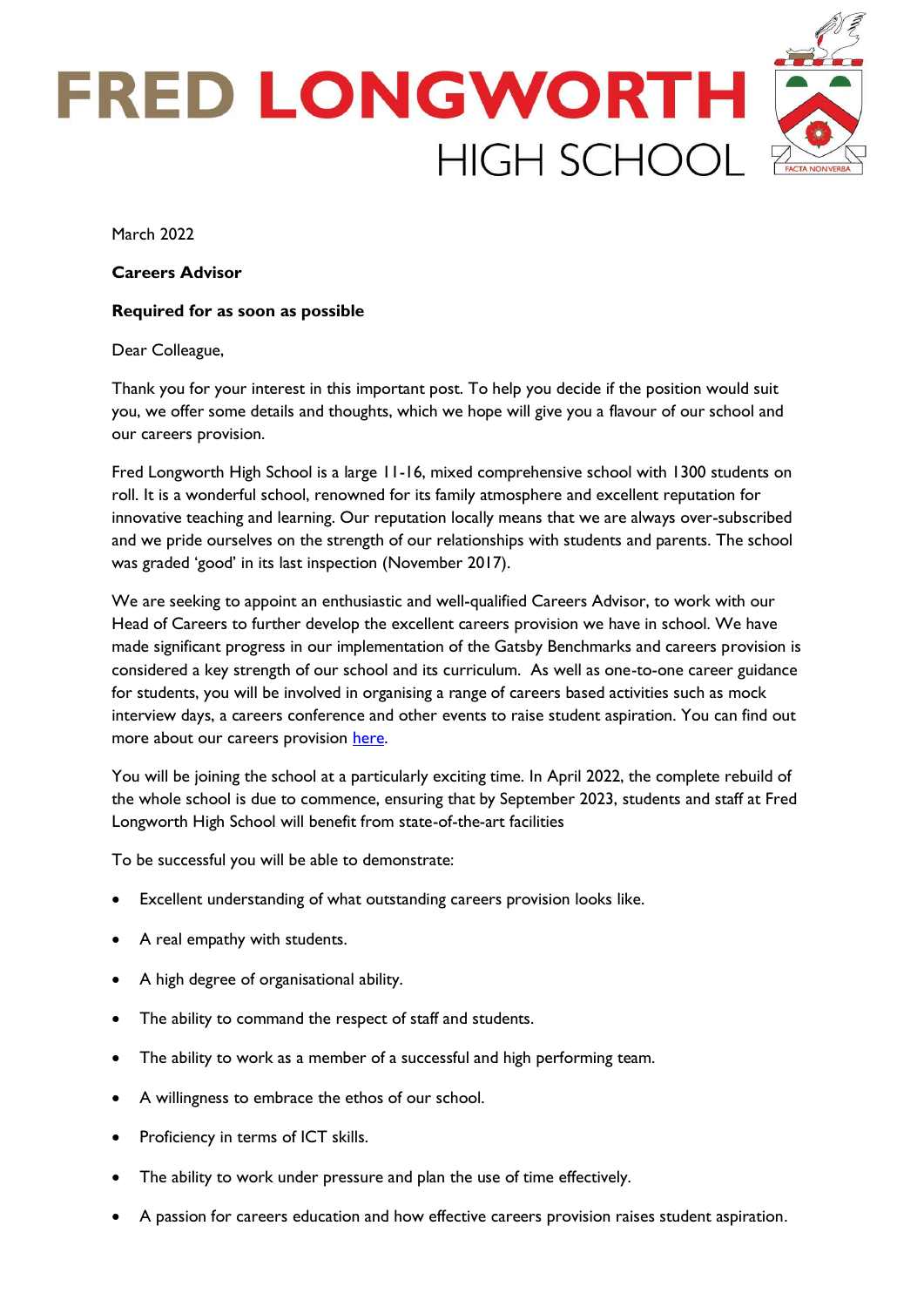# FRED LONGWORTH HIGH SCHOOL

March 2022

**Careers Advisor**

**Required for as soon as possible**

Dear Colleague,

Thank you for your interest in this important post. To help you decide if the position would suit you, we offer some details and thoughts, which we hope will give you a flavour of our school and our careers provision.

Fred Longworth High School is a large 11-16, mixed comprehensive school with 1300 students on roll. It is a wonderful school, renowned for its family atmosphere and excellent reputation for innovative teaching and learning. Our reputation locally means that we are always over-subscribed and we pride ourselves on the strength of our relationships with students and parents. The school was graded 'good' in its last inspection (November 2017).

We are seeking to appoint an enthusiastic and well-qualified Careers Advisor, to work with our Head of Careers to further develop the excellent careers provision we have in school. We have made significant progress in our implementation of the Gatsby Benchmarks and careers provision is considered a key strength of our school and its curriculum. As well as one-to-one career guidance for students, you will be involved in organising a range of careers based activities such as mock interview days, a careers conference and other events to raise student aspiration. You can find out more about our careers provision here.

You will be joining the school at a particularly exciting time. In April 2022, the complete rebuild of the whole school is due to commence, ensuring that by September 2023, students and staff at Fred Longworth High School will benefit from state-of-the-art facilities

To be successful you will be able to demonstrate:

- Excellent understanding of what outstanding careers provision looks like.
- A real empathy with students.
- A high degree of organisational ability.
- The ability to command the respect of staff and students.
- The ability to work as a member of a successful and high performing team.
- A willingness to embrace the ethos of our school.
- Proficiency in terms of ICT skills.
- The ability to work under pressure and plan the use of time effectively.
- A passion for careers education and how effective careers provision raises student aspiration.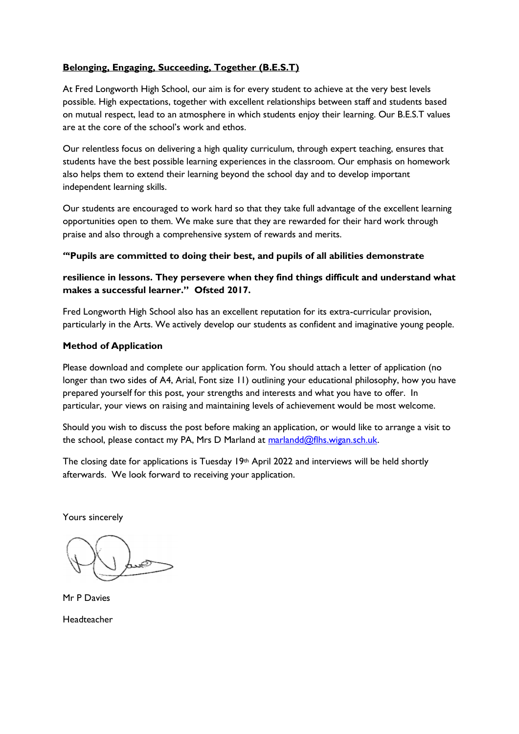**<u>Belonging, Engaging, Succeeding, Together (B.E.S.T)</u>**

At Fred Longworth High School, our aim is for every student to achieve at the very best levels possible. High expectations, together with excellent relationships between staff and students based on mutual respect, lead to an atmosphere in which students enjoy their learning. Our B.E.S.T values are at the core of the school's work and ethos.

Our relentless focus on delivering a high quality curriculum, through expert teaching, ensures that students have the best possible learning experiences in the classroom. Our emphasis on homework also helps them to extend their learning beyond the school day and to develop important independent learning skills.

Our students are encouraged to work hard so that they take full advantage of the excellent learning opportunities open to them. We make sure that they are rewarded for their hard work through praise and also through a comprehensive system of rewards and merits.

**'"Pupils are committed to doing their best, and pupils of all abilities demonstrate**

**resilience in lessons. They persevere when they find things difficult and understand what makes a successful learner." Ofsted 2017.**

Fred Longworth High School also has an excellent reputation for its extra-curricular provision, particularly in the Arts. We actively develop our students as confident and imaginative young people.

**Method of Application**

Please download and complete our application form. You should attach a letter of application (no longer than two sides of A4, Arial, Font size 11) outlining your educational philosophy, how you have prepared yourself for this post, your strengths and interests and what you have to offer. In particular, your views on raising and maintaining levels of achievement would be most welcome.

Should you wish to discuss the post before making an application, or would like to arrange a visit to the school, please contact my PA, Mrs D Marland at [marlandd@flhs.wigan.sch.uk](mailto:marlandd@flhs.wigan.sch.uk).

The closing date for applications is Tuesday 19th April 2022 and interviews will be held shortly afterwards. We look forward to receiving your application.

Yours sincerely

Mr P Davies

Headteacher